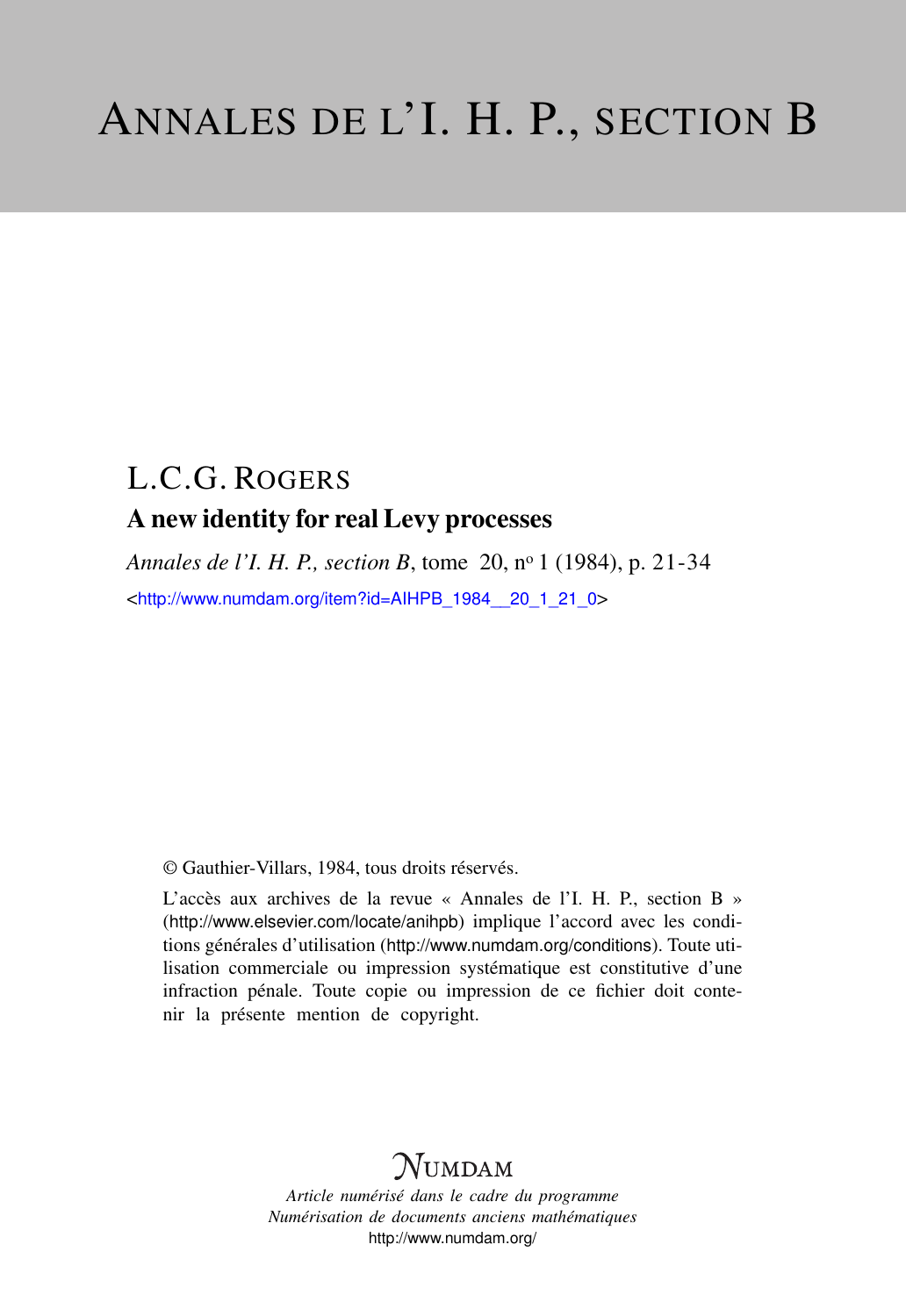# ANNALES DE L'I. H. P., SECTION B

## L.C.G. ROGERS

### A new identity for real Levy processes

*Annales de l'I. H. P., section B*, tome 20, nº 1 (1984), p. 21-34

<http://www.numdam.org/item?id=AIHPB_1984__20_1_21_0>

© Gauthier-Villars, 1984, tous droits réservés.

L'accès aux archives de la revue « Annales de l'I. H. P., section B » (http://www.elsevier.com/locate/anihpb) implique l'accord avec les conditions générales d'utilisation (http://www.numdam.org/conditions). Toute utilisation commerciale ou impression systématique est constitutive d'une infraction pénale. Toute copie ou impression de ce fichier doit contenir la présente mention de copyright.

NUMDAM

*Article numérisé dans le cadre du programme*
*Numérisation de documents anciens mathématiques*
http://www.numdam.org/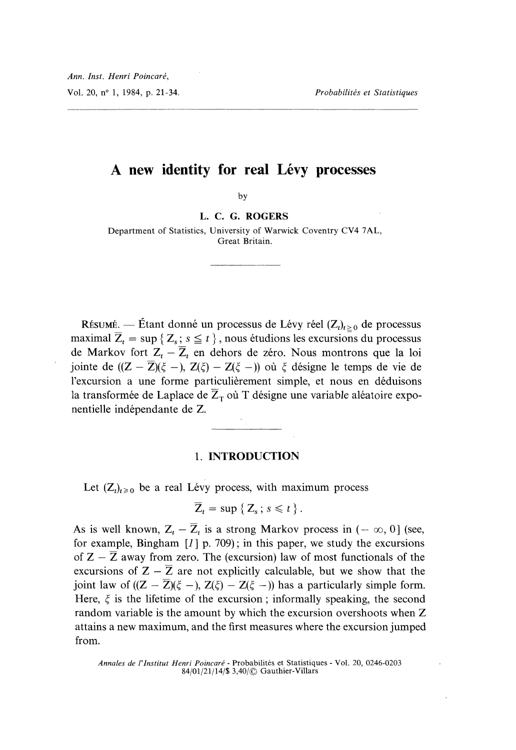# A new identity for real Lévy processes

by

**L. C. G. ROGERS**

Department of Statistics, University of Warwick Coventry CV4 7AL, Great Britain.

---

RÉSUMÉ. — Étant donné un processus de Lévy réel $(Z_t)_{t \geq 0}$ de processus maximal $\bar{Z}_t = \sup \{ Z_s ; s \leqq t \}$, nous étudions les excursions du processus de Markov fort $Z_t - \bar{Z}_t$ en dehors de zéro. Nous montrons que la loi jointe de $((Z - \bar{Z})(\xi -), Z(\xi) - Z(\xi -))$ où $\xi$ désigne le temps de vie de l'excursion a une forme particulièrement simple, et nous en déduisons la transformée de Laplace de $\bar{Z}_T$ où T désigne une variable aléatoire exponentielle indépendante de Z.

---

## 1. INTRODUCTION

Let $(Z_t)_{t \geqslant 0}$ be a real Lévy process, with maximum process

$$\bar{Z}_t = \sup \{ Z_s ; s \leqslant t \} .$$

As is well known, $Z_t - \bar{Z}_t$ is a strong Markov process in $(-\infty, 0]$ (see, for example, Bingham [1] p. 709); in this paper, we study the excursions of $Z - \bar{Z}$ away from zero. The (excursion) law of most functionals of the excursions of $Z - \bar{Z}$ are not explicitly calculable, but we show that the joint law of $((Z - \bar{Z})(\xi -), Z(\xi) - Z(\xi -))$ has a particularly simple form. Here, $\xi$ is the lifetime of the excursion; informally speaking, the second random variable is the amount by which the excursion overshoots when Z attains a new maximum, and the first measures where the excursion jumped from.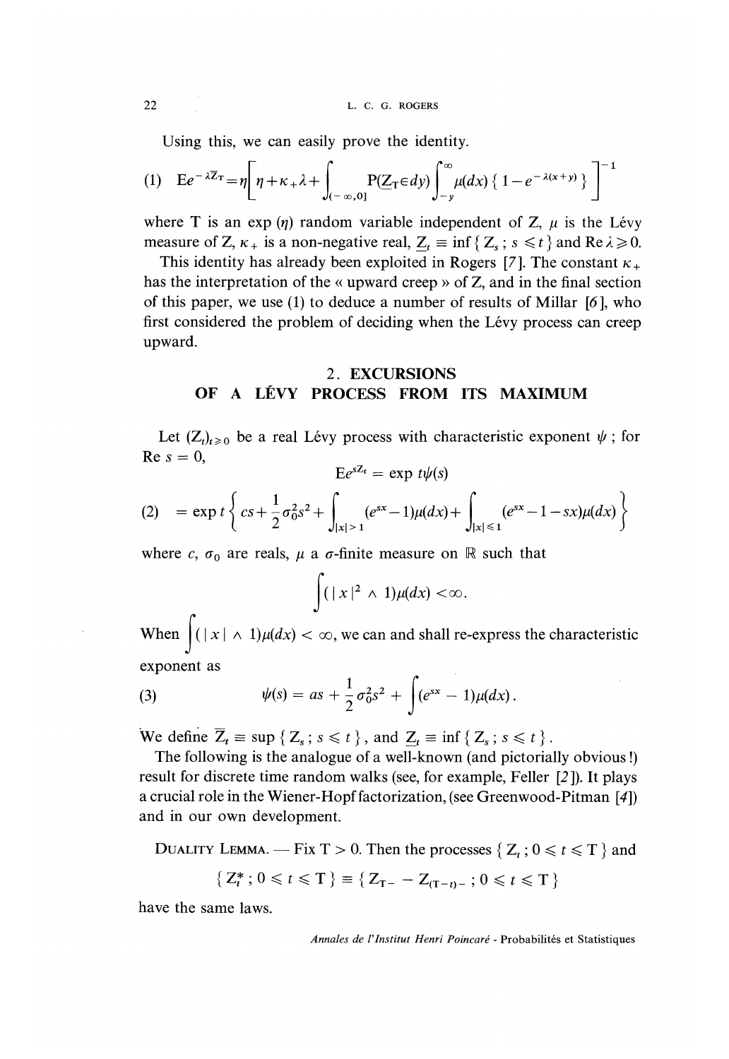Using this, we can easily prove the identity.

$$\text{(1)}\quad Ee^{-\lambda \underline{Z}_T} = \eta \left[ \eta + \kappa_+ + \lambda + \int_{(-\infty,0]} P(\underline{Z}_T \in dy) \int_{-y}^{\infty} \mu(dx) \{ 1 - e^{-\lambda(x+y)} \} \right]^{-1}$$

where T is an exp ($\eta$) random variable independent of Z, $\mu$ is the Lévy measure of Z, $\kappa_+$ is a non-negative real, $\underline{Z}_t \equiv \inf \{ Z_s ; s \leqslant t \}$ and $\text{Re}\, \lambda \geqslant 0$.

This identity has already been exploited in Rogers [7]. The constant $\kappa_+$ has the interpretation of the « upward creep » of Z, and in the final section of this paper, we use (1) to deduce a number of results of Millar [6], who first considered the problem of deciding when the Lévy process can creep upward.

## 2. EXCURSIONS OF A LÉVY PROCESS FROM ITS MAXIMUM

Let $(Z_t)_{t \geqslant 0}$ be a real Lévy process with characteristic exponent $\psi$ ; for $\text{Re}\, s = 0$,

$$Ee^{sZ_t} = \exp t\psi(s)$$

$$\text{(2)}\quad = \exp t \left\{ cs + \frac{1}{2}\sigma_0^2 s^2 + \int_{|x|>1} (e^{sx} - 1)\mu(dx) + \int_{|x| \leqslant 1} (e^{sx} - 1 - sx)\mu(dx) \right\}$$

where $c$, $\sigma_0$ are reals, $\mu$ a $\sigma$-finite measure on $\mathbb{R}$ such that

$$\int (|x|^2 \wedge 1)\mu(dx) < \infty .$$

When $\int (|x| \wedge 1)\mu(dx) < \infty$, we can and shall re-express the characteristic exponent as

$$\text{(3)}\quad \psi(s) = as + \frac{1}{2}\sigma_0^2 s^2 + \int (e^{sx} - 1)\mu(dx) .$$

We define $\overline{Z}_t \equiv \sup \{ Z_s ; s \leqslant t \}$, and $\underline{Z}_t \equiv \inf \{ Z_s ; s \leqslant t \}$.

The following is the analogue of a well-known (and pictorially obvious!) result for discrete time random walks (see, for example, Feller [2]). It plays a crucial role in the Wiener-Hopf factorization, (see Greenwood-Pitman [4]) and in our own development.

DUALITY LEMMA. — Fix $T > 0$. Then the processes $\{ Z_t ; 0 \leqslant t \leqslant T \}$ and

$$\{ Z_t^* ; 0 \leqslant t \leqslant T \} \equiv \{ Z_{T-} - Z_{(T-t)-} ; 0 \leqslant t \leqslant T \}$$

have the same laws.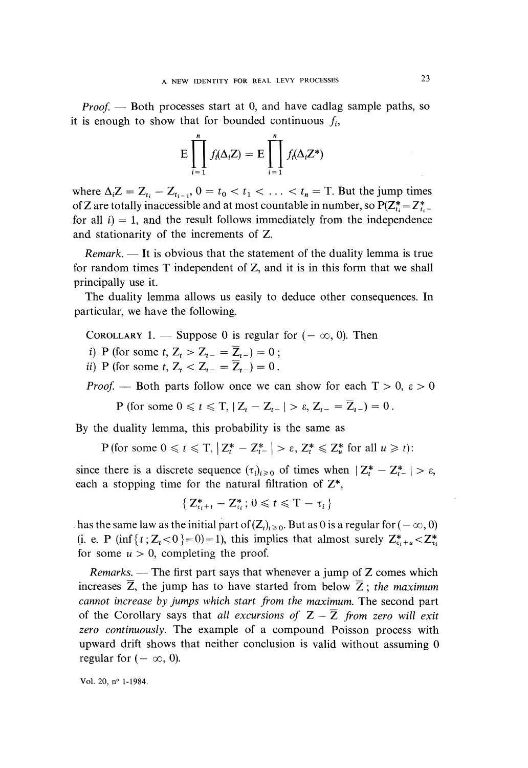*Proof.* — Both processes start at 0, and have cadlag sample paths, so it is enough to show that for bounded continuous $f_i$,

$$E \prod_{i=1}^{n} f_i(\Delta_i Z) = E \prod_{i=1}^{n} f_i(\Delta_i Z^*)$$

where $\Delta_i Z = Z_{t_i} - Z_{t_{i-1}}$, $0 = t_0 < t_1 < \ldots < t_n = T$. But the jump times of Z are totally inaccessible and at most countable in number, so $P(Z^*_{t_i} = Z^*_{t_i -}$ for all $i) = 1$, and the result follows immediately from the independence and stationarity of the increments of Z.

*Remark.* — It is obvious that the statement of the duality lemma is true for random times T independent of Z, and it is in this form that we shall principally use it.

The duality lemma allows us easily to deduce other consequences. In particular, we have the following.

COROLLARY 1. — Suppose 0 is regular for $(-\infty, 0)$. Then

*i)* $P(\text{for some } t, Z_t > Z_{t-} = \overline{Z}_{t-}) = 0$;

*ii)* $P(\text{for some } t, Z_t < Z_{t-} = \overline{Z}_{t-}) = 0$.

*Proof.* — Both parts follow once we can show for each $T > 0$, $\varepsilon > 0$

$$P(\text{for some } 0 \leqslant t \leqslant T, |Z_t - Z_{t-}| > \varepsilon, Z_{t-} = \overline{Z}_{t-}) = 0.$$

By the duality lemma, this probability is the same as

$$P(\text{for some } 0 \leqslant t \leqslant T, |Z^*_t - Z^*_{t-}| > \varepsilon, Z^*_t \leqslant Z^*_u \text{ for all } u \geqslant t):$$

since there is a discrete sequence $(\tau_i)_{i \geqslant 0}$ of times when $|Z^*_t - Z^*_{t-}| > \varepsilon$, each a stopping time for the natural filtration of $Z^*$,

$$\{ Z^*_{\tau_i + t} - Z^*_{\tau_i} ; 0 \leqslant t \leqslant T - \tau_i \}$$

has the same law as the initial part of $(Z_t)_{t \geqslant 0}$. But as 0 is a regular for $(-\infty, 0)$ (i. e. $P(\inf\{t ; Z_t < 0\} = 0) = 1$), this implies that almost surely $Z^*_{\tau_i + u} < Z^*_{\tau_i}$ for some $u > 0$, completing the proof.

*Remarks.* — The first part says that whenever a jump of Z comes which increases $\overline{Z}$, the jump has to have started from below $\overline{Z}$; *the maximum cannot increase by jumps which start from the maximum.* The second part of the Corollary says that *all excursions of* $Z - \overline{Z}$ *from zero will exit zero continuously.* The example of a compound Poisson process with upward drift shows that neither conclusion is valid without assuming 0 regular for $(-\infty, 0)$.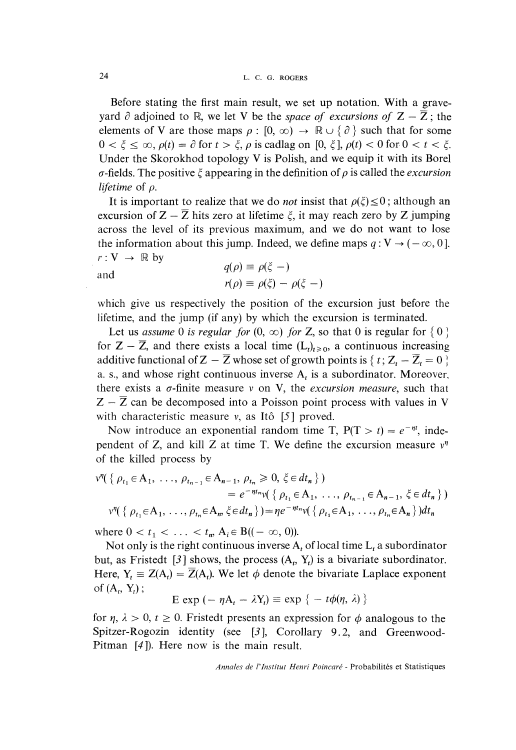Before stating the first main result, we set up notation. With a graveyard $\partial$ adjoined to $\mathbb{R}$, we let V be the *space of excursions of* $Z - \overline{Z}$; the elements of V are those maps $\rho : [0, \infty) \to \mathbb{R} \cup \{ \partial \}$ such that for some $0 < \xi \leq \infty$, $\rho(t) = \partial$ for $t > \xi$, $\rho$ is cadlag on $[0, \xi]$, $\rho(t) < 0$ for $0 < t < \xi$. Under the Skorokhod topology V is Polish, and we equip it with its Borel $\sigma$-fields. The positive $\xi$ appearing in the definition of $\rho$ is called the *excursion lifetime* of $\rho$.

It is important to realize that we do *not* insist that $\rho(\xi) \leq 0$; although an excursion of $Z - \overline{Z}$ hits zero at lifetime $\xi$, it may reach zero by Z jumping across the level of its previous maximum, and we do not want to lose the information about this jump. Indeed, we define maps $q : V \to (-\infty, 0]$, $r : V \to \mathbb{R}$ by

$$q(\rho) \equiv \rho(\xi -)$$

and

$$r(\rho) \equiv \rho(\xi) - \rho(\xi -)$$

which give us respectively the position of the excursion just before the lifetime, and the jump (if any) by which the excursion is terminated.

Let us *assume* 0 *is regular for* $(0, \infty)$ *for* Z, so that 0 is regular for $\{ 0 \}$ for $Z - \overline{Z}$, and there exists a local time $(L_t)_{t \geq 0}$, a continuous increasing additive functional of $Z - \overline{Z}$ whose set of growth points is $\{ t ; Z_t - \overline{Z}_t = 0 \}$ a. s., and whose right continuous inverse $A_t$ is a subordinator. Moreover, there exists a $\sigma$-finite measure $\nu$ on V, the *excursion measure*, such that $Z - \overline{Z}$ can be decomposed into a Poisson point process with values in V with characteristic measure $\nu$, as Itô [5] proved.

Now introduce an exponential random time T, $P(T > t) = e^{-\eta t}$, independent of Z, and kill Z at time T. We define the excursion measure $\nu^{\eta}$ of the killed process by

$$\nu^{\eta}(\{ \rho_{t_1} \in A_1, \ldots, \rho_{t_{n-1}} \in A_{n-1}, \rho_{t_n} \geqslant 0, \xi \in dt_n \}) = e^{-\eta t_n} \nu(\{ \rho_{t_1} \in A_1, \ldots, \rho_{t_{n-1}} \in A_{n-1}, \xi \in dt_n \})$$

$$\nu^{\eta}(\{ \rho_{t_1} \in A_1, \ldots, \rho_{t_n} \in A_n, \xi \in dt_n \}) = \eta e^{-\eta t_n} \nu(\{ \rho_{t_1} \in A_1, \ldots, \rho_{t_n} \in A_n \}) dt_n$$

where $0 < t_1 < \ldots < t_n$, $A_i \in B((-\infty, 0))$.

Not only is the right continuous inverse $A_t$ of local time $L_t$ a subordinator but, as Fristedt [3] shows, the process $(A_t, Y_t)$ is a bivariate subordinator. Here, $Y_t \equiv Z(A_t) = \overline{Z}(A_t)$. We let $\phi$ denote the bivariate Laplace exponent of $(A_t, Y_t)$;

$$E \exp(-\eta A_t - \lambda Y_t) \equiv \exp\{ -t\phi(\eta, \lambda) \}$$

for $\eta, \lambda > 0$, $t \geq 0$. Fristedt presents an expression for $\phi$ analogous to the Spitzer-Rogozin identity (see [3], Corollary 9.2, and Greenwood-Pitman [4]). Here now is the main result.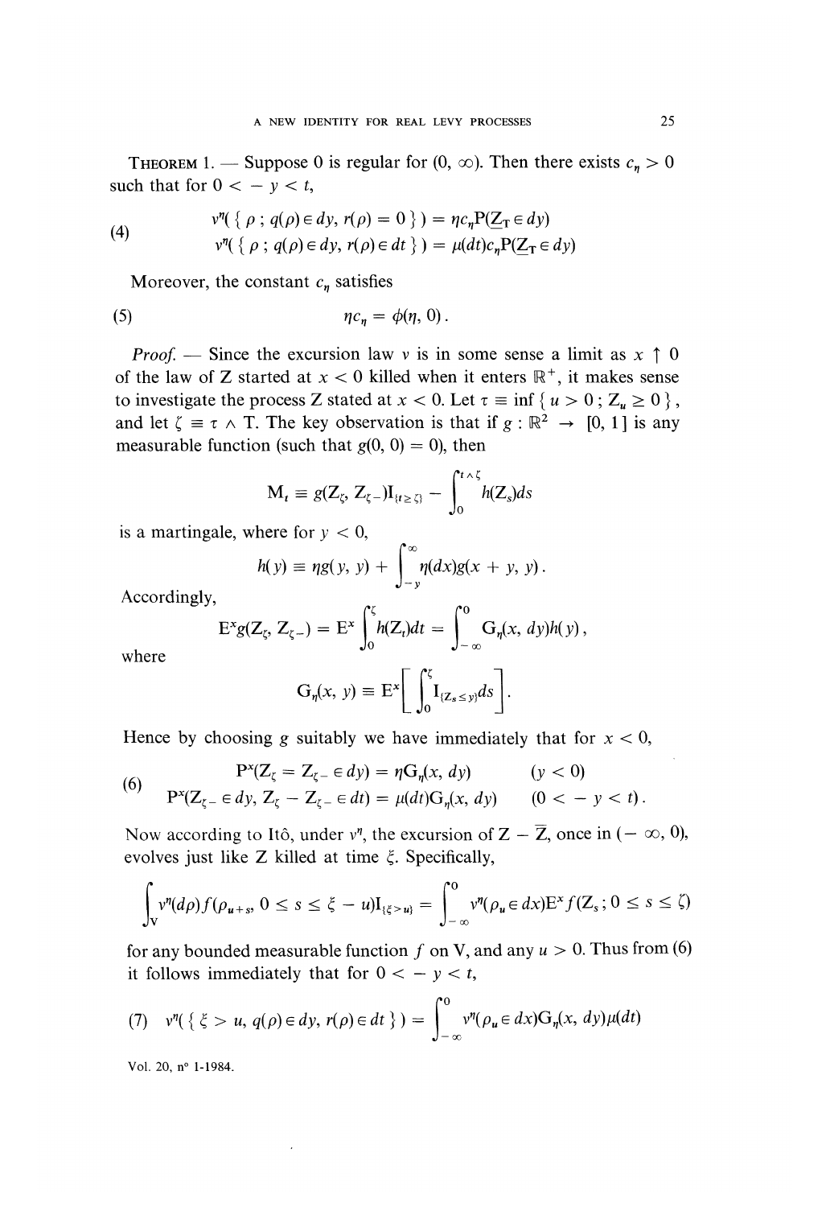THEOREM 1. — Suppose 0 is regular for $(0, \infty)$. Then there exists $c_\eta > 0$ such that for $0 < -y < t$,

$$
\begin{aligned}
(4) \qquad & v^\eta(\{ \rho ; q(\rho) \in dy, r(\rho) = 0 \}) = \eta c_\eta P(\underline{Z}_T \in dy) \\
& v^\eta(\{ \rho ; q(\rho) \in dy, r(\rho) \in dt \}) = \mu(dt) c_\eta P(\underline{Z}_T \in dy)
\end{aligned}
$$

Moreover, the constant $c_\eta$ satisfies

$$
(5) \qquad \eta c_\eta = \phi(\eta, 0).
$$

*Proof.* — Since the excursion law $v$ is in some sense a limit as $x \uparrow 0$ of the law of Z started at $x < 0$ killed when it enters $\mathbb{R}^+$, it makes sense to investigate the process Z stated at $x < 0$. Let $\tau \equiv \inf \{ u > 0 ; Z_u \geq 0 \}$, and let $\zeta \equiv \tau \wedge T$. The key observation is that if $g : \mathbb{R}^2 \to [0, 1]$ is any measurable function (such that $g(0, 0) = 0$), then

$$
M_t \equiv g(Z_\zeta, Z_{\zeta-}) I_{\{t \geq \zeta\}} - \int_0^{t \wedge \zeta} h(Z_s) ds
$$

is a martingale, where for $y < 0$,

$$
h(y) \equiv \eta g(y, y) + \int_{-y}^{\infty} \eta(dx) g(x + y, y).
$$

Accordingly,

$$
E^x g(Z_\zeta, Z_{\zeta-}) = E^x \int_0^\zeta h(Z_t) dt = \int_{-\infty}^0 G_\eta(x, dy) h(y),
$$

where

$$
G_\eta(x, y) \equiv E^x \left[ \int_0^\zeta I_{\{Z_s \leq y\}} ds \right].
$$

Hence by choosing $g$ suitably we have immediately that for $x < 0$,

$$
\begin{aligned}
(6) \qquad & P^x(Z_\zeta = Z_{\zeta-} \in dy) = \eta G_\eta(x, dy) && (y < 0) \\
& P^x(Z_{\zeta-} \in dy, Z_\zeta - Z_{\zeta-} \in dt) = \mu(dt) G_\eta(x, dy) && (0 < -y < t).
\end{aligned}
$$

Now according to Itô, under $v^\eta$, the excursion of $Z - \overline{Z}$, once in $(-\infty, 0)$, evolves just like Z killed at time $\xi$. Specifically,

$$
\int_V v^\eta(d\rho) f(\rho_{u+s}, 0 \leq s \leq \xi - u) I_{\{\xi > u\}} = \int_{-\infty}^0 v^\eta(\rho_u \in dx) E^x f(Z_s ; 0 \leq s \leq \zeta)
$$

for any bounded measurable function $f$ on V, and any $u > 0$. Thus from (6) it follows immediately that for $0 < -y < t$,

$$
(7) \qquad v^\eta(\{ \xi > u, q(\rho) \in dy, r(\rho) \in dt \}) = \int_{-\infty}^0 v^\eta(\rho_u \in dx) G_\eta(x, dy) \mu(dt)
$$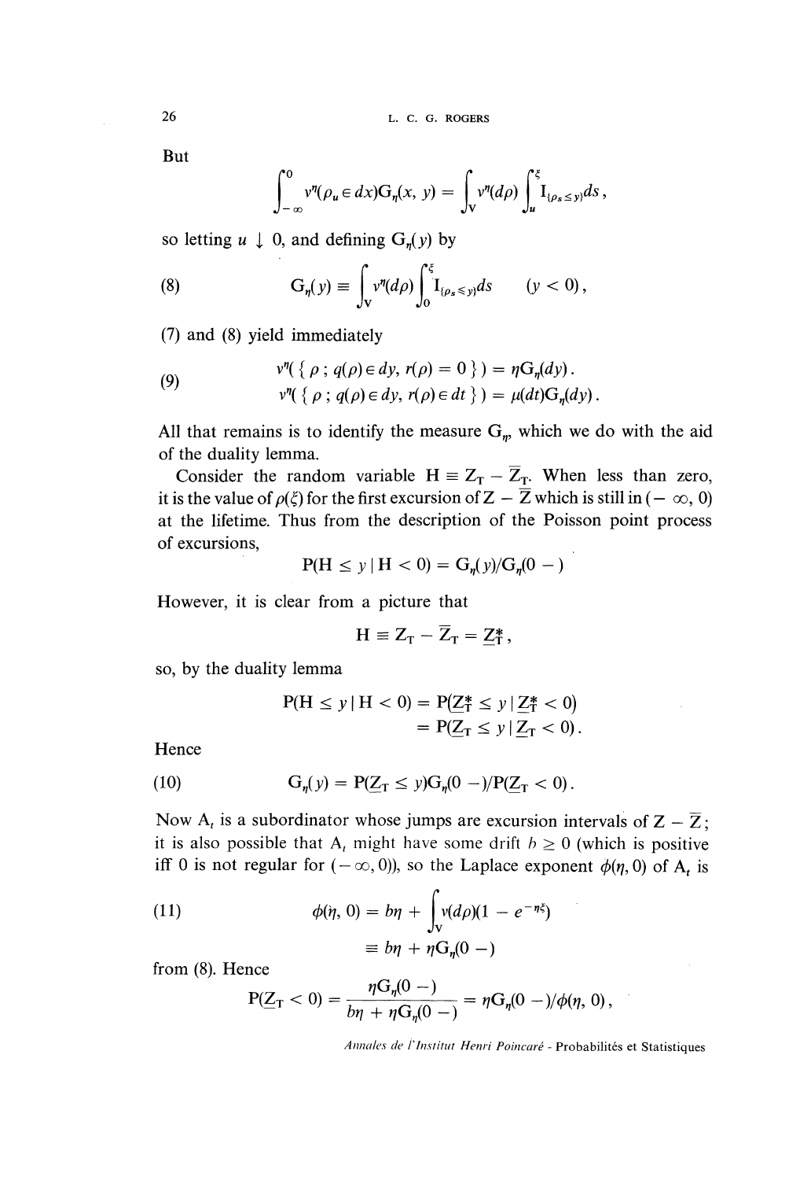But

$$\int_{-\infty}^{0} v^{\eta}(\rho_u \in dx) \mathrm{G}_{\eta}(x, y) = \int_{\mathrm{V}} v^{\eta}(d\rho) \int_{u}^{\xi} \mathrm{I}_{\{\rho_s \leq y\}} ds ,$$

so letting $u \downarrow 0$, and defining $\mathrm{G}_{\eta}(y)$ by

$$\mathrm{G}_{\eta}(y) \equiv \int_{\mathrm{V}} v^{\eta}(d\rho) \int_{0}^{\xi} \mathrm{I}_{\{\rho_s \leq y\}} ds \qquad (y < 0), \tag{8}$$

(7) and (8) yield immediately

$$\begin{aligned} v^{\eta}(\{ \rho ; q(\rho) \in dy, r(\rho) = 0 \}) &= \eta \mathrm{G}_{\eta}(dy) . \\ v^{\eta}(\{ \rho ; q(\rho) \in dy, r(\rho) \in dt \}) &= \mu(dt) \mathrm{G}_{\eta}(dy) . \end{aligned} \tag{9}$$

All that remains is to identify the measure $\mathrm{G}_{\eta}$, which we do with the aid of the duality lemma.

Consider the random variable $\mathrm{H} \equiv \mathrm{Z_T} - \overline{\mathrm{Z}}_{\mathrm{T}}$. When less than zero, it is the value of $\rho(\xi)$ for the first excursion of $\mathrm{Z} - \overline{\mathrm{Z}}$ which is still in $(-\infty, 0)$ at the lifetime. Thus from the description of the Poisson point process of excursions,

$$\mathrm{P}(\mathrm{H} \leq y \mid \mathrm{H} < 0) = \mathrm{G}_{\eta}(y)/\mathrm{G}_{\eta}(0-)$$

However, it is clear from a picture that

$$\mathrm{H} \equiv \mathrm{Z_T} - \overline{\mathrm{Z}}_{\mathrm{T}} = \underline{\mathrm{Z}}^{*}_{\mathrm{T}} ,$$

so, by the duality lemma

$$\begin{aligned} \mathrm{P}(\mathrm{H} \leq y \mid \mathrm{H} < 0) &= \mathrm{P}(\underline{\mathrm{Z}}^{*}_{\mathrm{T}} \leq y \mid \underline{\mathrm{Z}}^{*}_{\mathrm{T}} < 0) \\ &= \mathrm{P}(\underline{\mathrm{Z}}_{\mathrm{T}} \leq y \mid \underline{\mathrm{Z}}_{\mathrm{T}} < 0) . \end{aligned}$$

Hence

$$\mathrm{G}_{\eta}(y) = \mathrm{P}(\underline{\mathrm{Z}}_{\mathrm{T}} \leq y) \mathrm{G}_{\eta}(0-)/\mathrm{P}(\underline{\mathrm{Z}}_{\mathrm{T}} < 0) . \tag{10}$$

Now $\mathrm{A}_t$ is a subordinator whose jumps are excursion intervals of $\mathrm{Z} - \overline{\mathrm{Z}}$; it is also possible that $\mathrm{A}_t$ might have some drift $b \geq 0$ (which is positive iff 0 is not regular for $(-\infty, 0)$), so the Laplace exponent $\phi(\eta, 0)$ of $\mathrm{A}_t$ is

$$\begin{aligned} \phi(\eta, 0) &= b\eta + \int_{\mathrm{V}} v(d\rho)(1 - e^{-\eta\xi}) \\ &\equiv b\eta + \eta \mathrm{G}_{\eta}(0-) \end{aligned} \tag{11}$$

from (8). Hence

$$\mathrm{P}(\underline{\mathrm{Z}}_{\mathrm{T}} < 0) = \frac{\eta \mathrm{G}_{\eta}(0-)}{b\eta + \eta \mathrm{G}_{\eta}(0-)} = \eta \mathrm{G}_{\eta}(0-)/\phi(\eta, 0) ,$$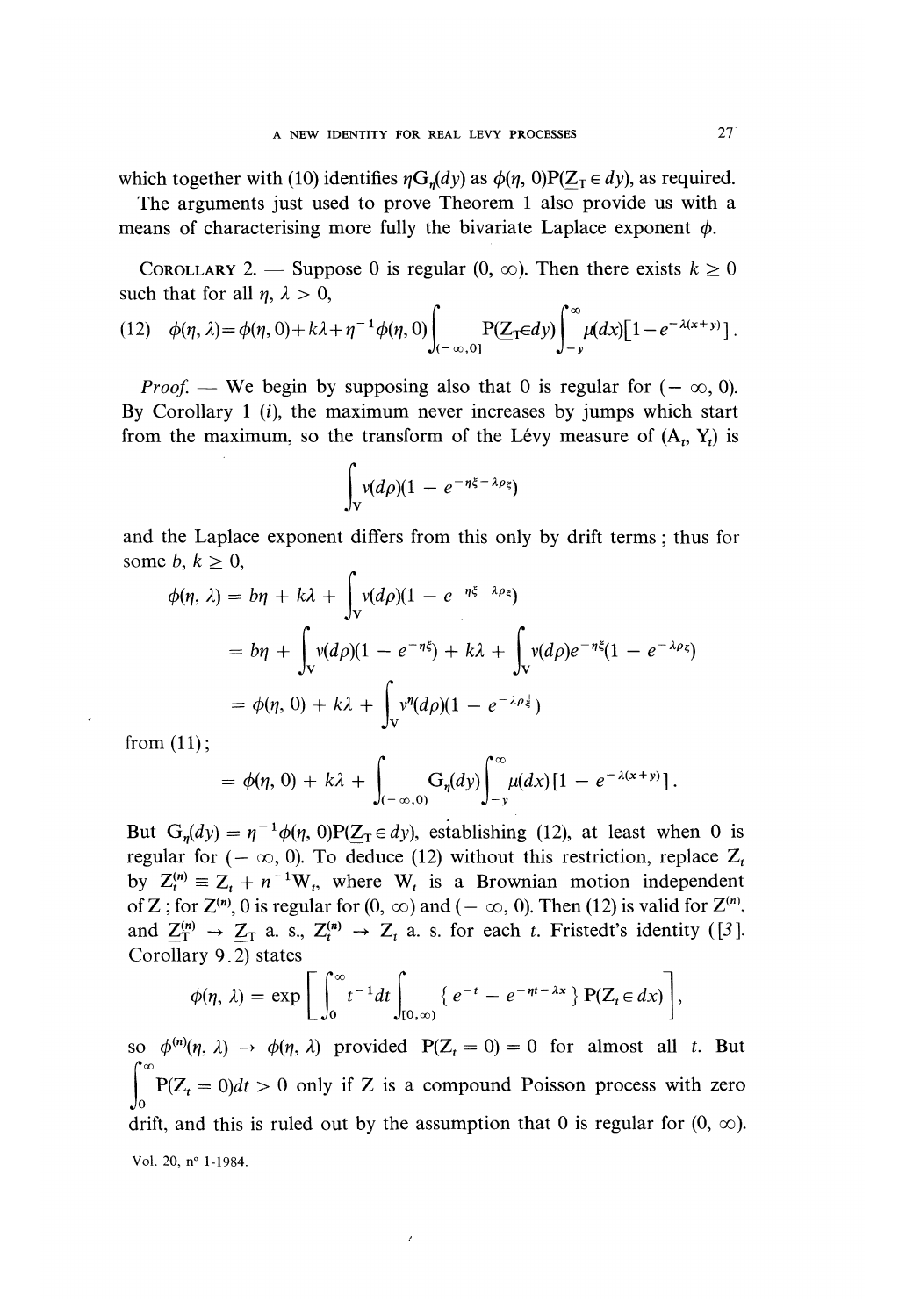which together with (10) identifies $\eta G_\eta(dy)$ as $\phi(\eta, 0)P(\underline{Z}_T \in dy)$, as required.

The arguments just used to prove Theorem 1 also provide us with a means of characterising more fully the bivariate Laplace exponent $\phi$.

COROLLARY 2. — Suppose 0 is regular $(0, \infty)$. Then there exists $k \geq 0$ such that for all $\eta, \lambda > 0$,

$$(12) \quad \phi(\eta, \lambda) = \phi(\eta, 0) + k\lambda + \eta^{-1}\phi(\eta, 0)\int_{(-\infty, 0]} P(\underline{Z}_T \in dy)\int_{-y}^{\infty} \mu(dx)[1 - e^{-\lambda(x+y)}].$$

*Proof.* — We begin by supposing also that 0 is regular for $(-\infty, 0)$. By Corollary 1 (*i*), the maximum never increases by jumps which start from the maximum, so the transform of the Lévy measure of $(A_t, Y_t)$ is

$$\int_V \nu(d\rho)(1 - e^{-\eta\xi - \lambda\rho_\xi})$$

and the Laplace exponent differs from this only by drift terms ; thus for some $b, k \geq 0$,

$$\begin{aligned}
\phi(\eta, \lambda) &= b\eta + k\lambda + \int_V \nu(d\rho)(1 - e^{-\eta\xi - \lambda\rho_\xi}) \\
&= b\eta + \int_V \nu(d\rho)(1 - e^{-\eta\xi}) + k\lambda + \int_V \nu(d\rho)e^{-\eta\xi}(1 - e^{-\lambda\rho_\xi}) \\
&= \phi(\eta, 0) + k\lambda + \int_V \nu^\eta(d\rho)(1 - e^{-\lambda\rho_\xi^+})
\end{aligned}$$

from (11) ;

$$= \phi(\eta, 0) + k\lambda + \int_{(-\infty, 0)} G_\eta(dy)\int_{-y}^{\infty} \mu(dx)[1 - e^{-\lambda(x+y)}].$$

But $G_\eta(dy) = \eta^{-1}\phi(\eta, 0)P(\underline{Z}_T \in dy)$, establishing (12), at least when 0 is regular for $(-\infty, 0)$. To deduce (12) without this restriction, replace $Z_t$ by $Z_t^{(n)} \equiv Z_t + n^{-1}W_t$, where $W_t$ is a Brownian motion independent of Z ; for $Z^{(n)}$, 0 is regular for $(0, \infty)$ and $(-\infty, 0)$. Then (12) is valid for $Z^{(n)}$, and $\underline{Z}_T^{(n)} \to \underline{Z}_T$ a. s., $Z_t^{(n)} \to Z_t$ a. s. for each $t$. Fristedt's identity ([3], Corollary 9.2) states

$$\phi(\eta, \lambda) = \exp\left[\int_0^\infty t^{-1}dt\int_{[0,\infty)} \{e^{-t} - e^{-\eta t - \lambda x}\} P(Z_t \in dx)\right],$$

so $\phi^{(n)}(\eta, \lambda) \to \phi(\eta, \lambda)$ provided $P(Z_t = 0) = 0$ for almost all $t$. But $\int_0^\infty P(Z_t = 0)dt > 0$ only if Z is a compound Poisson process with zero drift, and this is ruled out by the assumption that 0 is regular for $(0, \infty)$.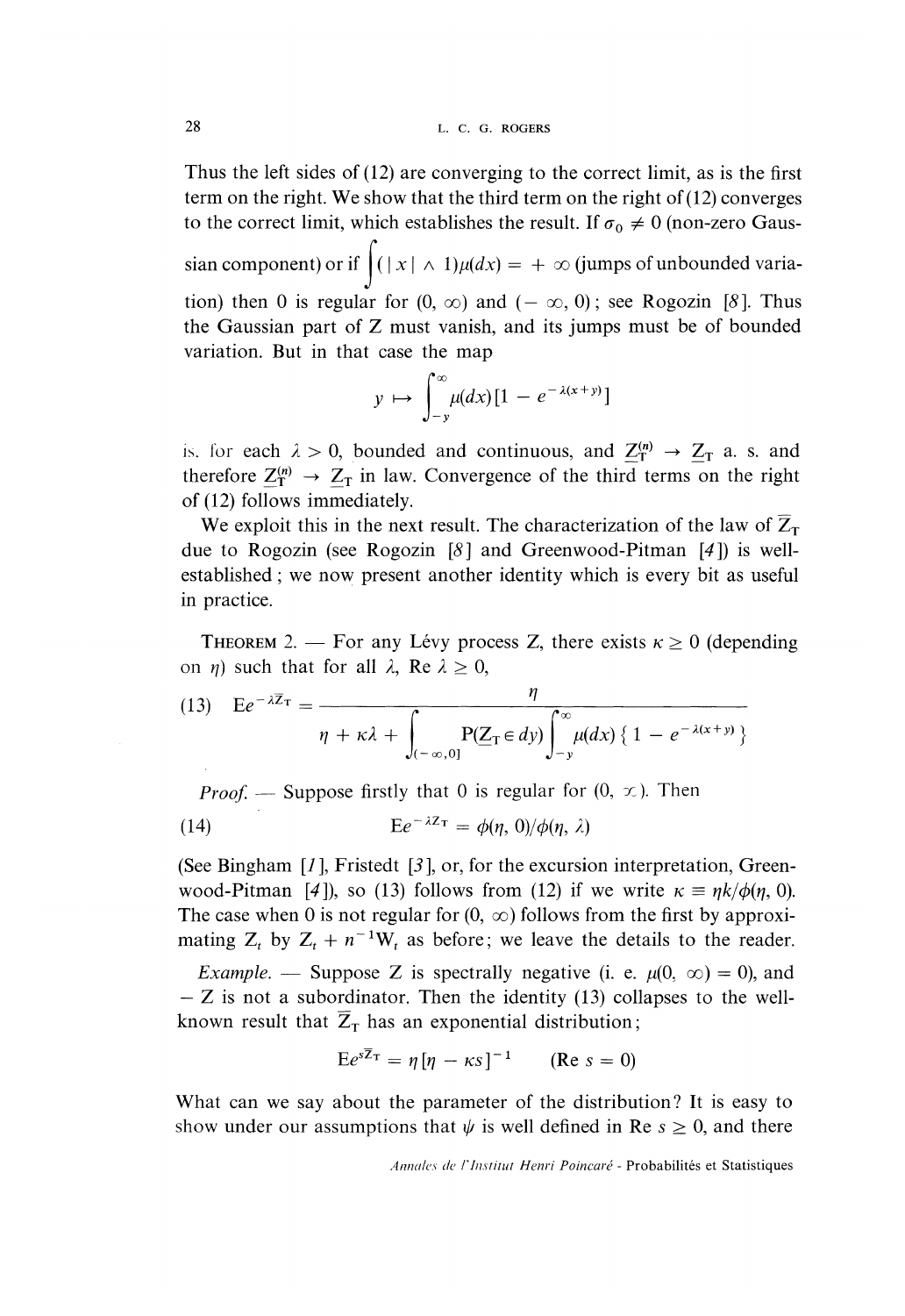Thus the left sides of (12) are converging to the correct limit, as is the first term on the right. We show that the third term on the right of (12) converges to the correct limit, which establishes the result. If $\sigma_0 \neq 0$ (non-zero Gaussian component) or if $\int (|x| \wedge 1)\mu(dx) = +\infty$ (jumps of unbounded variation) then 0 is regular for $(0, \infty)$ and $(-\infty, 0)$; see Rogozin [8]. Thus the Gaussian part of Z must vanish, and its jumps must be of bounded variation. But in that case the map

$$y \mapsto \int_{-y}^{\infty} \mu(dx)[1 - e^{-\lambda(x+y)}]$$

is, for each $\lambda > 0$, bounded and continuous, and $\underline{Z}_T^{(n)} \to \underline{Z}_T$ a. s. and therefore $\underline{Z}_T^{(n)} \to \underline{Z}_T$ in law. Convergence of the third terms on the right of (12) follows immediately.

We exploit this in the next result. The characterization of the law of $\overline{Z}_T$ due to Rogozin (see Rogozin [8] and Greenwood-Pitman [4]) is well-established; we now present another identity which is every bit as useful in practice.

THEOREM 2. — For any Lévy process Z, there exists $\kappa \geq 0$ (depending on $\eta$) such that for all $\lambda$, $\operatorname{Re} \lambda \geq 0$,

$$\text{(13)} \quad Ee^{-\lambda \overline{Z}_T} = \frac{\eta}{\eta + \kappa\lambda + \displaystyle\int_{(-\infty,0]} P(\underline{Z}_T \in dy) \int_{-y}^{\infty} \mu(dx)\{1 - e^{-\lambda(x+y)}\}}$$

*Proof.* — Suppose firstly that 0 is regular for $(0, \infty)$. Then

$$\text{(14)} \quad Ee^{-\lambda \overline{Z}_T} = \phi(\eta, 0)/\phi(\eta, \lambda)$$

(See Bingham [1], Fristedt [3], or, for the excursion interpretation, Greenwood-Pitman [4]), so (13) follows from (12) if we write $\kappa \equiv \eta k/\phi(\eta, 0)$. The case when 0 is not regular for $(0, \infty)$ follows from the first by approximating $Z_t$ by $Z_t + n^{-1}W_t$ as before; we leave the details to the reader.

*Example.* — Suppose Z is spectrally negative (i. e. $\mu(0, \infty) = 0$), and $-Z$ is not a subordinator. Then the identity (13) collapses to the well-known result that $\overline{Z}_T$ has an exponential distribution;

$$Ee^{s\overline{Z}_T} = \eta[\eta - \kappa s]^{-1} \qquad (\operatorname{Re} s = 0)$$

What can we say about the parameter of the distribution? It is easy to show under our assumptions that $\psi$ is well defined in $\operatorname{Re} s \geq 0$, and there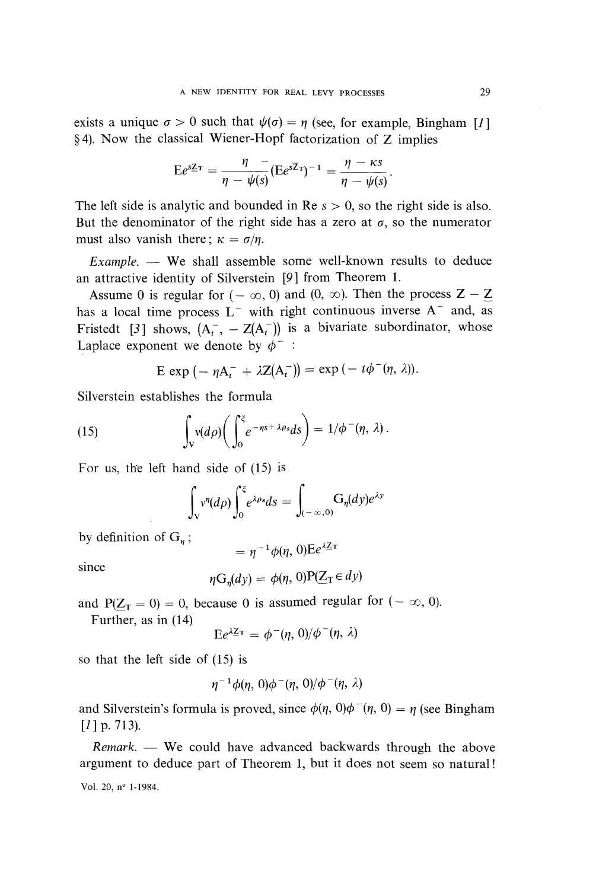exists a unique $\sigma > 0$ such that $\psi(\sigma) = \eta$ (see, for example, Bingham [1] § 4). Now the classical Wiener-Hopf factorization of Z implies

$$\mathrm{E}e^{s\underline{Z}_T} = \frac{\eta}{\eta - \psi(s)}(\mathrm{E}e^{s\overline{Z}_T})^{-1} = \frac{\eta - \kappa s}{\eta - \psi(s)}.$$

The left side is analytic and bounded in Re $s > 0$, so the right side is also. But the denominator of the right side has a zero at $\sigma$, so the numerator must also vanish there; $\kappa = \sigma/\eta$.

*Example.* — We shall assemble some well-known results to deduce an attractive identity of Silverstein [9] from Theorem 1.

Assume 0 is regular for $(-\infty, 0)$ and $(0, \infty)$. Then the process $Z - \underline{Z}$ has a local time process $L^-$ with right continuous inverse $A^-$ and, as Fristedt [3] shows, $(A_t^-, -Z(A_t^-))$ is a bivariate subordinator, whose Laplace exponent we denote by $\phi^-$:

$$\mathrm{E}\exp(-\eta A_t^- + \lambda Z(A_t^-)) = \exp(-t\phi^-(\eta, \lambda)).$$

Silverstein establishes the formula

$$\int_V v(d\rho)\left(\int_0^\xi e^{-\eta s + \lambda\rho_s}ds\right) = 1/\phi^-(\eta, \lambda). \tag{15}$$

For us, the left hand side of (15) is

$$\int_V v^\eta(d\rho)\int_0^\xi e^{\lambda\rho_s}ds = \int_{(-\infty,0)} G_\eta(dy)e^{\lambda y}$$

by definition of $G_\eta$;

$$= \eta^{-1}\phi(\eta, 0)\mathrm{E}e^{\lambda\underline{Z}_T}$$

since

$$\eta G_\eta(dy) = \phi(\eta, 0)\mathrm{P}(\underline{Z}_T \in dy)$$

and $\mathrm{P}(\underline{Z}_T = 0) = 0$, because 0 is assumed regular for $(-\infty, 0)$.

Further, as in (14)

$$\mathrm{E}e^{\lambda\underline{Z}_T} = \phi^-(\eta, 0)/\phi^-(\eta, \lambda)$$

so that the left side of (15) is

$$\eta^{-1}\phi(\eta, 0)\phi^-(\eta, 0)/\phi^-(\eta, \lambda)$$

and Silverstein's formula is proved, since $\phi(\eta, 0)\phi^-(\eta, 0) = \eta$ (see Bingham [1] p. 713).

*Remark.* — We could have advanced backwards through the above argument to deduce part of Theorem 1, but it does not seem so natural!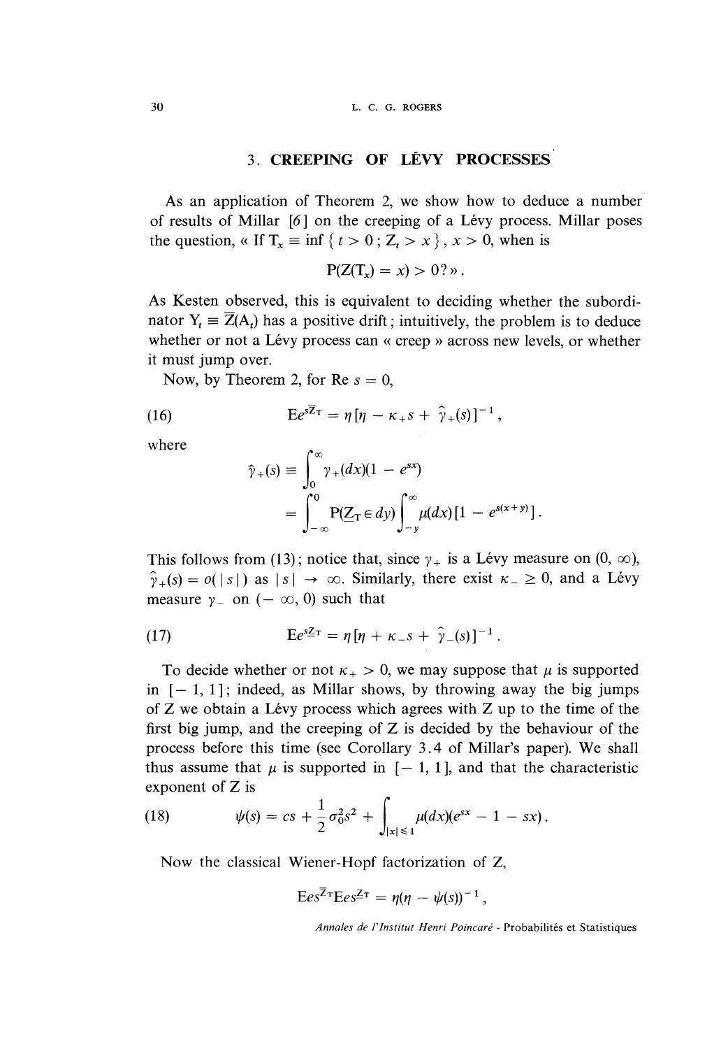## 3. CREEPING OF LÉVY PROCESSES

As an application of Theorem 2, we show how to deduce a number of results of Millar [6] on the creeping of a Lévy process. Millar poses the question, « If $T_x \equiv \inf \{ t > 0 ; Z_t > x \}$, $x > 0$, when is

$$P(Z(T_x) = x) > 0 ? \text{»}.$$

As Kesten observed, this is equivalent to deciding whether the subordinator $Y_t \equiv \overline{Z}(A_t)$ has a positive drift; intuitively, the problem is to deduce whether or not a Lévy process can « creep » across new levels, or whether it must jump over.

Now, by Theorem 2, for $\operatorname{Re} s = 0$,

$$\mathrm{E}e^{s\overline{Z}_T} = \eta[\eta - \kappa_+ s + \hat{\gamma}_+(s)]^{-1}, \tag{16}$$

where

$$\begin{aligned}
\hat{\gamma}_+(s) &\equiv \int_0^\infty \gamma_+(dx)(1 - e^{sx}) \\
&= \int_{-\infty}^0 P(\underline{Z}_T \in dy) \int_{-y}^\infty \mu(dx)[1 - e^{s(x+y)}].
\end{aligned}$$

This follows from (13); notice that, since $\gamma_+$ is a Lévy measure on $(0, \infty)$, $\hat{\gamma}_+(s) = o(|s|)$ as $|s| \to \infty$. Similarly, there exist $\kappa_- \geq 0$, and a Lévy measure $\gamma_-$ on $(-\infty, 0)$ such that

$$\mathrm{E}e^{s\underline{Z}_T} = \eta[\eta + \kappa_- s + \hat{\gamma}_-(s)]^{-1}. \tag{17}$$

To decide whether or not $\kappa_+ > 0$, we may suppose that $\mu$ is supported in $[-1, 1]$; indeed, as Millar shows, by throwing away the big jumps of Z we obtain a Lévy process which agrees with Z up to the time of the first big jump, and the creeping of Z is decided by the behaviour of the process before this time (see Corollary 3.4 of Millar's paper). We shall thus assume that $\mu$ is supported in $[-1, 1]$, and that the characteristic exponent of Z is

$$\psi(s) = cs + \frac{1}{2}\sigma_0^2 s^2 + \int_{|x| \leq 1} \mu(dx)(e^{sx} - 1 - sx). \tag{18}$$

Now the classical Wiener-Hopf factorization of Z,

$$\mathrm{E}e^{s\overline{Z}_T}\mathrm{E}e^{s\underline{Z}_T} = \eta(\eta - \psi(s))^{-1},$$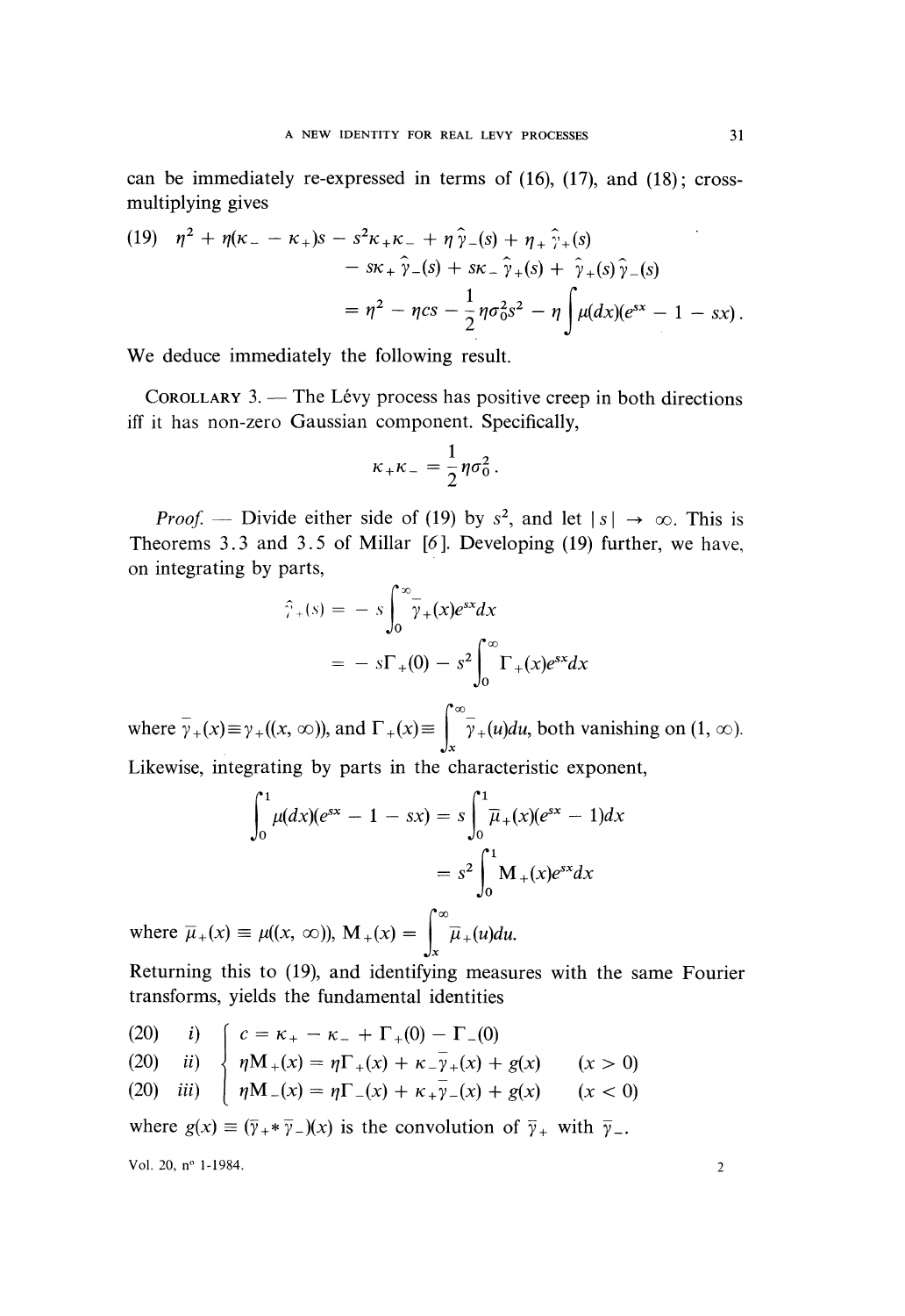can be immediately re-expressed in terms of (16), (17), and (18); cross-multiplying gives

$$
\begin{aligned}
(19)\quad \eta^2 + \eta(\kappa_- - \kappa_+)s - s^2\kappa_+\kappa_- + \eta\,\hat{\gamma}_-(s) + \eta_+\hat{\gamma}_+(s) \\
- s\kappa_+\hat{\gamma}_-(s) + s\kappa_-\hat{\gamma}_+(s) + \hat{\gamma}_+(s)\hat{\gamma}_-(s) \\
= \eta^2 - \eta cs - \frac{1}{2}\eta\sigma_0^2 s^2 - \eta\int \mu(dx)(e^{sx} - 1 - sx).
\end{aligned}
$$

We deduce immediately the following result.

COROLLARY 3. — The Lévy process has positive creep in both directions iff it has non-zero Gaussian component. Specifically,

$$
\kappa_+\kappa_- = \frac{1}{2}\eta\sigma_0^2 .
$$

*Proof.* — Divide either side of (19) by $s^2$, and let $|s| \to \infty$. This is Theorems 3.3 and 3.5 of Millar [6]. Developing (19) further, we have, on integrating by parts,

$$
\begin{aligned}
\hat{\gamma}_+(s) &= -s\int_0^\infty \bar{\gamma}_+(x)e^{sx}dx \\
&= -s\Gamma_+(0) - s^2\int_0^\infty \Gamma_+(x)e^{sx}dx
\end{aligned}
$$

where $\bar{\gamma}_+(x) \equiv \gamma_+((x,\infty))$, and $\Gamma_+(x) \equiv \int_x^\infty \bar{\gamma}_+(u)du$, both vanishing on $(1,\infty)$. Likewise, integrating by parts in the characteristic exponent,

$$
\begin{aligned}
\int_0^1 \mu(dx)(e^{sx} - 1 - sx) &= s\int_0^1 \bar{\mu}_+(x)(e^{sx} - 1)dx \\
&= s^2\int_0^1 \mathrm{M}_+(x)e^{sx}dx
\end{aligned}
$$

where $\bar{\mu}_+(x) \equiv \mu((x,\infty))$, $\mathrm{M}_+(x) = \int_x^\infty \bar{\mu}_+(u)du$.

Returning this to (19), and identifying measures with the same Fourier transforms, yields the fundamental identities

$$
\begin{aligned}
&(20)\quad i) && c = \kappa_+ - \kappa_- + \Gamma_+(0) - \Gamma_-(0) \\
&(20)\quad ii) && \eta\mathrm{M}_+(x) = \eta\Gamma_+(x) + \kappa_-\bar{\gamma}_+(x) + g(x) \qquad (x > 0) \\
&(20)\quad iii) && \eta\mathrm{M}_-(x) = \eta\Gamma_-(x) + \kappa_+\bar{\gamma}_-(x) + g(x) \qquad (x < 0)
\end{aligned}
$$

where $g(x) \equiv (\bar{\gamma}_+ * \bar{\gamma}_-)(x)$ is the convolution of $\bar{\gamma}_+$ with $\bar{\gamma}_-$.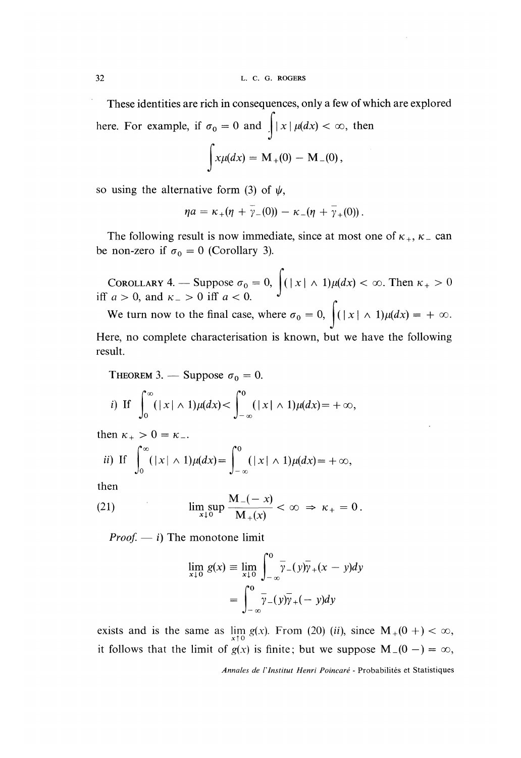These identities are rich in consequences, only a few of which are explored here. For example, if $\sigma_0 = 0$ and $\int |x| \mu(dx) < \infty$, then

$$\int x\mu(dx) = \mathrm{M}_+(0) - \mathrm{M}_-(0),$$

so using the alternative form (3) of $\psi$,

$$\eta a = \kappa_+(\eta + \bar{\gamma}_-(0)) - \kappa_-(\eta + \bar{\gamma}_+(0)).$$

The following result is now immediate, since at most one of $\kappa_+$, $\kappa_-$ can be non-zero if $\sigma_0 = 0$ (Corollary 3).

COROLLARY 4. — Suppose $\sigma_0 = 0$, $\int (|x| \wedge 1)\mu(dx) < \infty$. Then $\kappa_+ > 0$ iff $a > 0$, and $\kappa_- > 0$ iff $a < 0$.

We turn now to the final case, where $\sigma_0 = 0$, $\int (|x| \wedge 1)\mu(dx) = +\infty$. Here, no complete characterisation is known, but we have the following result.

THEOREM 3. — Suppose $\sigma_0 = 0$.

*i)* If $\int_0^\infty (|x| \wedge 1)\mu(dx) < \int_{-\infty}^0 (|x| \wedge 1)\mu(dx) = +\infty$,

then $\kappa_+ > 0 = \kappa_-$.

*ii)* If $\int_0^\infty (|x| \wedge 1)\mu(dx) = \int_{-\infty}^0 (|x| \wedge 1)\mu(dx) = +\infty$,

then

$$\limsup_{x \downarrow 0} \frac{\mathrm{M}_-(-x)}{\mathrm{M}_+(x)} < \infty \Rightarrow \kappa_+ = 0. \tag{21}$$

*Proof.* — *i)* The monotone limit

$$\begin{aligned}
\lim_{x \downarrow 0} g(x) &\equiv \lim_{x \downarrow 0} \int_{-\infty}^0 \bar{\gamma}_-(y)\bar{\gamma}_+(x - y)dy \\
&= \int_{-\infty}^0 \bar{\gamma}_-(y)\bar{\gamma}_+(-y)dy
\end{aligned}$$

exists and is the same as $\lim_{x \uparrow 0} g(x)$. From (20) (*ii*), since $\mathrm{M}_+(0+) < \infty$, it follows that the limit of $g(x)$ is finite; but we suppose $\mathrm{M}_-(0-) = \infty$,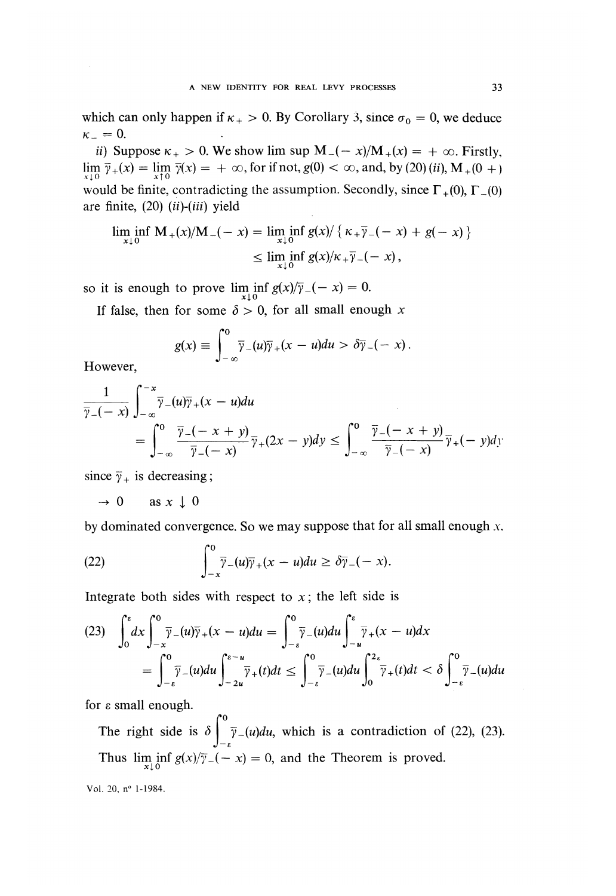which can only happen if $\kappa_+ > 0$. By Corollary 3, since $\sigma_0 = 0$, we deduce $\kappa_- = 0$.

*ii)* Suppose $\kappa_+ > 0$. We show $\limsup M_-(-x)/M_+(x) = +\infty$. Firstly, $\lim_{x\downarrow 0} \bar{\gamma}_+(x) = \lim_{x\uparrow 0} \bar{\gamma}(x) = +\infty$, for if not, $g(0) < \infty$, and, by (20) (*ii*), $M_+(0+)$ would be finite, contradicting the assumption. Secondly, since $\Gamma_+(0)$, $\Gamma_-(0)$ are finite, (20) (*ii*)-(*iii*) yield

$$\liminf_{x\downarrow 0} M_+(x)/M_-(-x) = \liminf_{x\downarrow 0} g(x)/\{\kappa_+\bar{\gamma}_-(-x) + g(-x)\}$$
$$\leq \liminf_{x\downarrow 0} g(x)/\kappa_+\bar{\gamma}_-(-x),$$

so it is enough to prove $\liminf_{x\downarrow 0} g(x)/\bar{\gamma}_-(-x) = 0$.

If false, then for some $\delta > 0$, for all small enough $x$

$$g(x) \equiv \int_{-\infty}^{0} \bar{\gamma}_-(u)\bar{\gamma}_+(x-u)du > \delta\bar{\gamma}_-(-x).$$

However,

$$\frac{1}{\bar{\gamma}_-(-x)}\int_{-\infty}^{-x} \bar{\gamma}_-(u)\bar{\gamma}_+(x-u)du$$
$$= \int_{-\infty}^{0} \frac{\bar{\gamma}_-(-x+y)}{\bar{\gamma}_-(-x)}\bar{\gamma}_+(2x-y)dy \leq \int_{-\infty}^{0} \frac{\bar{\gamma}_-(-x+y)}{\bar{\gamma}_-(-x)}\bar{\gamma}_+(-y)dy$$

since $\bar{\gamma}_+$ is decreasing;

$\rightarrow 0 \quad$ as $x \downarrow 0$

by dominated convergence. So we may suppose that for all small enough $x$,

$$(22) \qquad \int_{-x}^{0} \bar{\gamma}_-(u)\bar{\gamma}_+(x-u)du \geq \delta\bar{\gamma}_-(-x).$$

Integrate both sides with respect to $x$; the left side is

$$(23) \quad \int_0^{\varepsilon} dx \int_{-x}^{0} \bar{\gamma}_-(u)\bar{\gamma}_+(x-u)du = \int_{-\varepsilon}^{0} \bar{\gamma}_-(u)du \int_{-u}^{\varepsilon} \bar{\gamma}_+(x-u)dx$$
$$= \int_{-\varepsilon}^{0} \bar{\gamma}_-(u)du \int_{-2u}^{\varepsilon-u} \bar{\gamma}_+(t)dt \leq \int_{-\varepsilon}^{0} \bar{\gamma}_-(u)du \int_{0}^{2\varepsilon} \bar{\gamma}_+(t)dt < \delta \int_{-\varepsilon}^{0} \bar{\gamma}_-(u)du$$

for $\varepsilon$ small enough.

The right side is $\delta \int_{-\varepsilon}^{0} \bar{\gamma}_-(u)du$, which is a contradiction of (22), (23). Thus $\liminf_{x\downarrow 0} g(x)/\bar{\gamma}_-(-x) = 0$, and the Theorem is proved.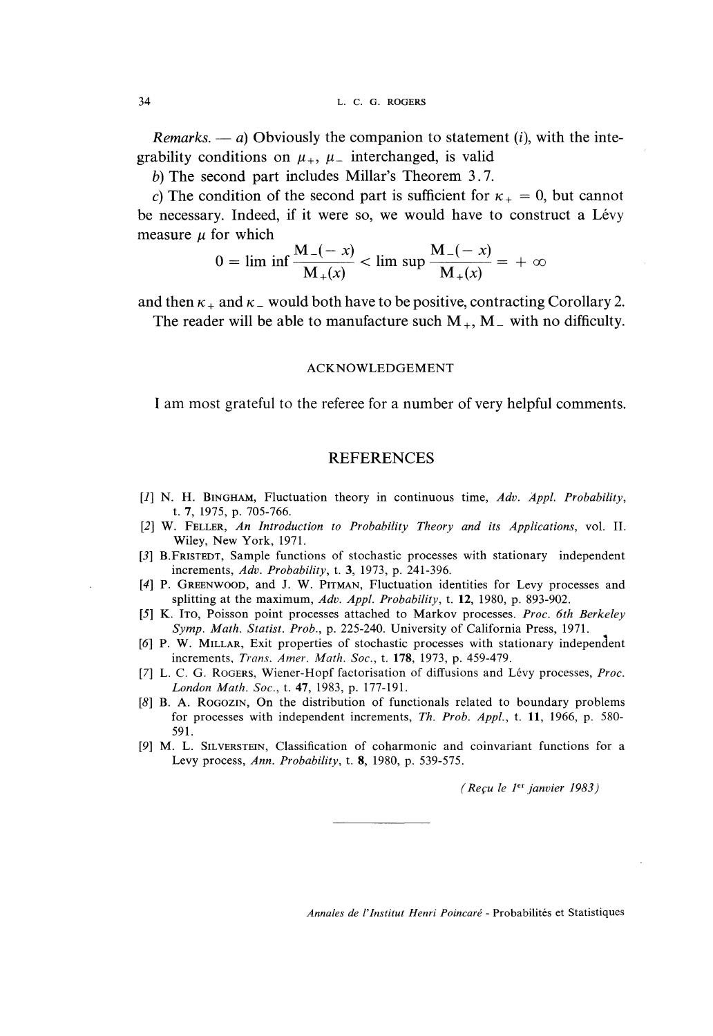*Remarks.* — *a*) Obviously the companion to statement (*i*), with the integrability conditions on $\mu_+$, $\mu_-$ interchanged, is valid

*b*) The second part includes Millar's Theorem 3.7.

*c*) The condition of the second part is sufficient for $\kappa_+ = 0$, but cannot be necessary. Indeed, if it were so, we would have to construct a Lévy measure $\mu$ for which

$$0 = \liminf \frac{M_-(-x)}{M_+(x)} < \limsup \frac{M_-(-x)}{M_+(x)} = +\infty$$

and then $\kappa_+$ and $\kappa_-$ would both have to be positive, contracting Corollary 2.

The reader will be able to manufacture such $M_+$, $M_-$ with no difficulty.

## ACKNOWLEDGEMENT

I am most grateful to the referee for a number of very helpful comments.

## REFERENCES

[*1*] N. H. BINGHAM, Fluctuation theory in continuous time, *Adv. Appl. Probability*, t. 7, 1975, p. 705-766.

[*2*] W. FELLER, *An Introduction to Probability Theory and its Applications*, vol. II. Wiley, New York, 1971.

[*3*] B. FRISTEDT, Sample functions of stochastic processes with stationary independent increments, *Adv. Probability*, t. 3, 1973, p. 241-396.

[*4*] P. GREENWOOD, and J. W. PITMAN, Fluctuation identities for Levy processes and splitting at the maximum, *Adv. Appl. Probability*, t. 12, 1980, p. 893-902.

[*5*] K. ITO, Poisson point processes attached to Markov processes. *Proc. 6th Berkeley Symp. Math. Statist. Prob.*, p. 225-240. University of California Press, 1971.

[*6*] P. W. MILLAR, Exit properties of stochastic processes with stationary independent increments, *Trans. Amer. Math. Soc.*, t. 178, 1973, p. 459-479.

[*7*] L. C. G. ROGERS, Wiener-Hopf factorisation of diffusions and Lévy processes, *Proc. London Math. Soc.*, t. 47, 1983, p. 177-191.

[*8*] B. A. ROGOZIN, On the distribution of functionals related to boundary problems for processes with independent increments, *Th. Prob. Appl.*, t. 11, 1966, p. 580-591.

[*9*] M. L. SILVERSTEIN, Classification of coharmonic and coinvariant functions for a Levy process, *Ann. Probability*, t. 8, 1980, p. 539-575.

*(Reçu le 1er janvier 1983)*